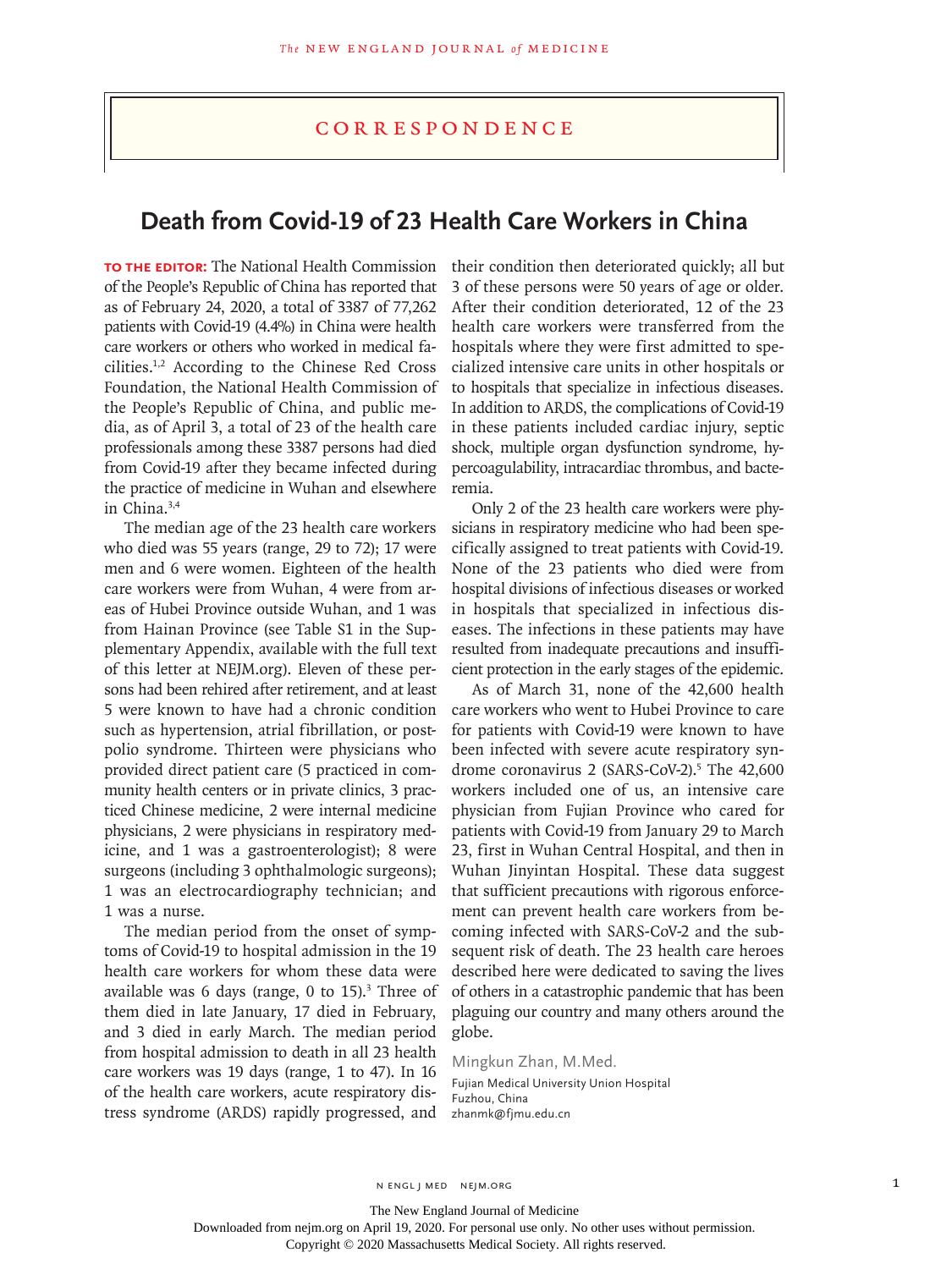# Correspondence

## Death from Covid-19 of 23 Health Care Workers in China

**TO THE EDITOR:** The National Health Commission of the People's Republic of China has reported that as of February 24, 2020, a total of 3387 of 77,262 patients with Covid-19 (4.4%) in China were health care workers or others who worked in medical facilities.[1,2] According to the Chinese Red Cross Foundation, the National Health Commission of the People's Republic of China, and public media, as of April 3, a total of 23 of the health care professionals among these 3387 persons had died from Covid-19 after they became infected during the practice of medicine in Wuhan and elsewhere in China.[3,4]

The median age of the 23 health care workers who died was 55 years (range, 29 to 72); 17 were men and 6 were women. Eighteen of the health care workers were from Wuhan, 4 were from areas of Hubei Province outside Wuhan, and 1 was from Hainan Province (see Table S1 in the Supplementary Appendix, available with the full text of this letter at NEJM.org). Eleven of these persons had been rehired after retirement, and at least 5 were known to have had a chronic condition such as hypertension, atrial fibrillation, or post-polio syndrome. Thirteen were physicians who provided direct patient care (5 practiced in community health centers or in private clinics, 3 practiced Chinese medicine, 2 were internal medicine physicians, 2 were physicians in respiratory medicine, and 1 was a gastroenterologist); 8 were surgeons (including 3 ophthalmologic surgeons); 1 was an electrocardiography technician; and 1 was a nurse.

The median period from the onset of symptoms of Covid-19 to hospital admission in the 19 health care workers for whom these data were available was 6 days (range, 0 to 15).[3] Three of them died in late January, 17 died in February, and 3 died in early March. The median period from hospital admission to death in all 23 health care workers was 19 days (range, 1 to 47). In 16 of the health care workers, acute respiratory distress syndrome (ARDS) rapidly progressed, and their condition then deteriorated quickly; all but 3 of these persons were 50 years of age or older. After their condition deteriorated, 12 of the 23 health care workers were transferred from the hospitals where they were first admitted to specialized intensive care units in other hospitals or to hospitals that specialize in infectious diseases. In addition to ARDS, the complications of Covid-19 in these patients included cardiac injury, septic shock, multiple organ dysfunction syndrome, hypercoagulability, intracardiac thrombus, and bacteremia.

Only 2 of the 23 health care workers were physicians in respiratory medicine who had been specifically assigned to treat patients with Covid-19. None of the 23 patients who died were from hospital divisions of infectious diseases or worked in hospitals that specialized in infectious diseases. The infections in these patients may have resulted from inadequate precautions and insufficient protection in the early stages of the epidemic.

As of March 31, none of the 42,600 health care workers who went to Hubei Province to care for patients with Covid-19 were known to have been infected with severe acute respiratory syndrome coronavirus 2 (SARS-CoV-2).[5] The 42,600 workers included one of us, an intensive care physician from Fujian Province who cared for patients with Covid-19 from January 29 to March 23, first in Wuhan Central Hospital, and then in Wuhan Jinyintan Hospital. These data suggest that sufficient precautions with rigorous enforcement can prevent health care workers from becoming infected with SARS-CoV-2 and the subsequent risk of death. The 23 health care heroes described here were dedicated to saving the lives of others in a catastrophic pandemic that has been plaguing our country and many others around the globe.

Mingkun Zhan, M.Med.
Fujian Medical University Union Hospital
Fuzhou, China
zhanmk@fjmu.edu.cn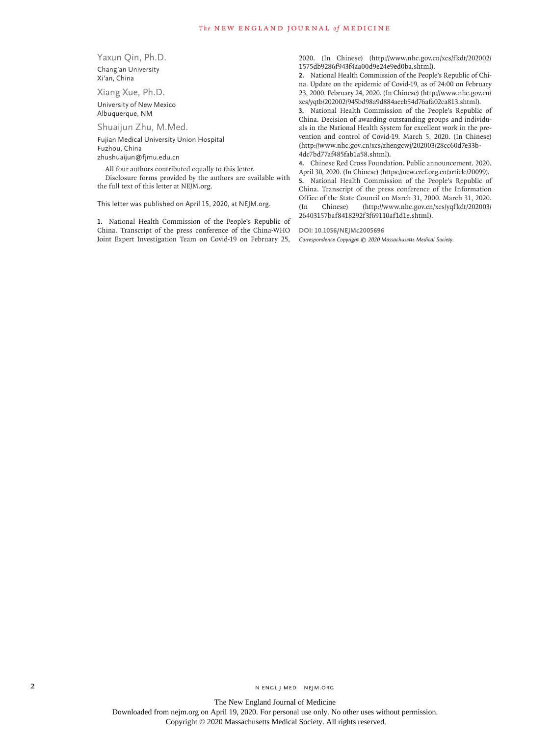Yaxun Qin, Ph.D.

Chang'an University
Xi'an, China

Xiang Xue, Ph.D.

University of New Mexico
Albuquerque, NM

Shuaijun Zhu, M.Med.

Fujian Medical University Union Hospital
Fuzhou, China
zhushuaijun@fjmu.edu.cn

All four authors contributed equally to this letter.

Disclosure forms provided by the authors are available with the full text of this letter at NEJM.org.

This letter was published on April 15, 2020, at NEJM.org.

1. National Health Commission of the People's Republic of China. Transcript of the press conference of the China-WHO Joint Expert Investigation Team on Covid-19 on February 25, 2020. (In Chinese) (http://www.nhc.gov.cn/xcs/fkdt/202002/1575db9286f943f4aa00d9e24e9ed0ba.shtml).

2. National Health Commission of the People's Republic of China. Update on the epidemic of Covid-19, as of 24:00 on February 23, 2000. February 24, 2020. (In Chinese) (http://www.nhc.gov.cn/xcs/yqtb/202002/945bd98a9d884aeeb54d76afa02ca813.shtml).

3. National Health Commission of the People's Republic of China. Decision of awarding outstanding groups and individuals in the National Health System for excellent work in the prevention and control of Covid-19. March 5, 2020. (In Chinese) (http://www.nhc.gov.cn/xcs/zhengcwj/202003/28cc60d7e33b4dc7bd77af485fab1a58.shtml).

4. Chinese Red Cross Foundation. Public announcement. 2020. April 30, 2020. (In Chinese) (https://new.crcf.org.cn/article/20099).

5. National Health Commission of the People's Republic of China. Transcript of the press conference of the Information Office of the State Council on March 31, 2000. March 31, 2020. (In Chinese) (http://www.nhc.gov.cn/xcs/yqfkdt/202003/26403157baf8418292f3f69110af1d1e.shtml).

DOI: 10.1056/NEJMc2005696

*Correspondence Copyright © 2020 Massachusetts Medical Society.*